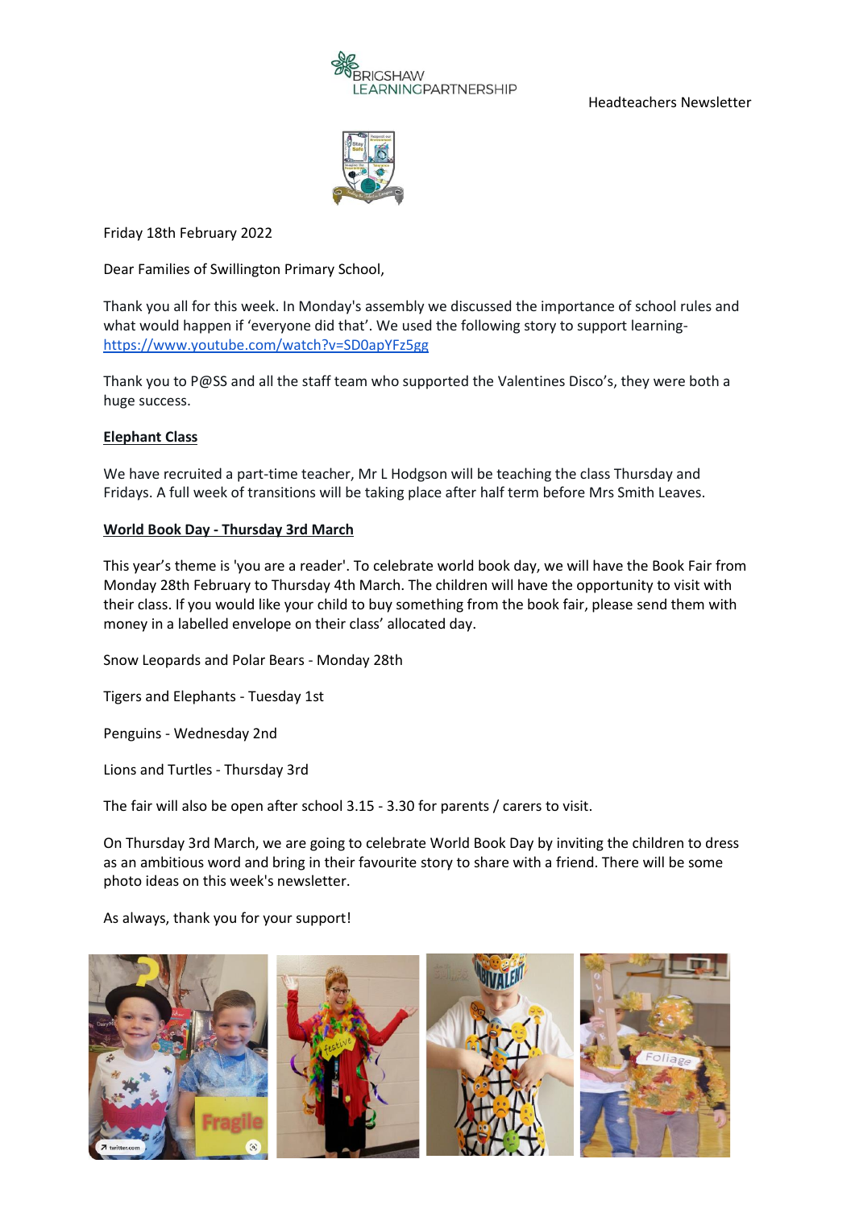BRIGSHAW LEARNINGPARTNERSHIP

Headteachers Newsletter

Friday 18th February 2022

Dear Families of Swillington Primary School,

Thank you all for this week. In Monday's assembly we discussed the importance of school rules and what would happen if 'everyone did that'. We used the following story to support learning- https://www.youtube.com/watch?v=SD0apYFz5gg

Thank you to P@SS and all the staff team who supported the Valentines Disco's, they were both a huge success.

**Elephant Class**

We have recruited a part-time teacher, Mr L Hodgson will be teaching the class Thursday and Fridays. A full week of transitions will be taking place after half term before Mrs Smith Leaves.

**World Book Day - Thursday 3rd March**

This year's theme is 'you are a reader'. To celebrate world book day, we will have the Book Fair from Monday 28th February to Thursday 4th March. The children will have the opportunity to visit with their class. If you would like your child to buy something from the book fair, please send them with money in a labelled envelope on their class' allocated day.

Snow Leopards and Polar Bears - Monday 28th

Tigers and Elephants - Tuesday 1st

Penguins - Wednesday 2nd

Lions and Turtles - Thursday 3rd

The fair will also be open after school 3.15 - 3.30 for parents / carers to visit.

On Thursday 3rd March, we are going to celebrate World Book Day by inviting the children to dress as an ambitious word and bring in their favourite story to share with a friend. There will be some photo ideas on this week's newsletter.

As always, thank you for your support!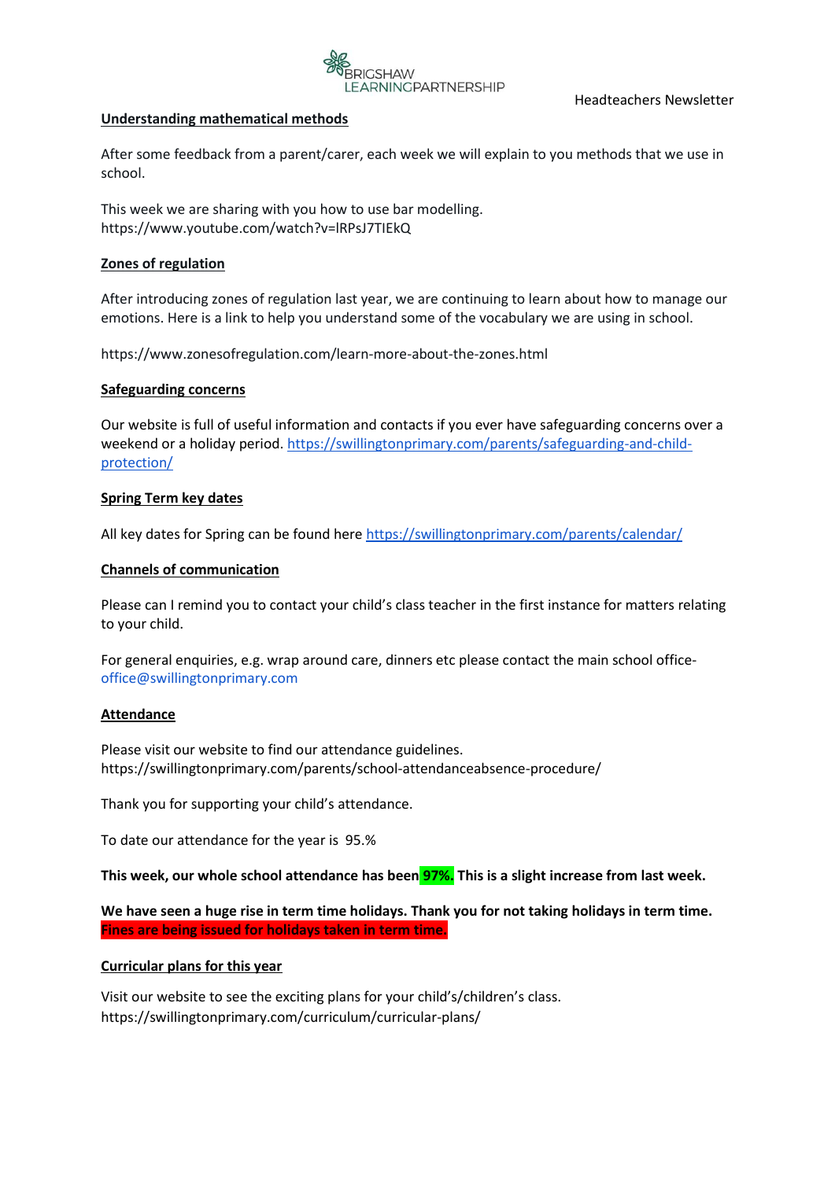Headteachers Newsletter

## Understanding mathematical methods

After some feedback from a parent/carer, each week we will explain to you methods that we use in school.

This week we are sharing with you how to use bar modelling.
https://www.youtube.com/watch?v=lRPsJ7TIEkQ

## Zones of regulation

After introducing zones of regulation last year, we are continuing to learn about how to manage our emotions. Here is a link to help you understand some of the vocabulary we are using in school.

https://www.zonesofregulation.com/learn-more-about-the-zones.html

## Safeguarding concerns

Our website is full of useful information and contacts if you ever have safeguarding concerns over a weekend or a holiday period. https://swillingtonprimary.com/parents/safeguarding-and-child-protection/

## Spring Term key dates

All key dates for Spring can be found here https://swillingtonprimary.com/parents/calendar/

## Channels of communication

Please can I remind you to contact your child's class teacher in the first instance for matters relating to your child.

For general enquiries, e.g. wrap around care, dinners etc please contact the main school office- office@swillingtonprimary.com

## Attendance

Please visit our website to find our attendance guidelines.
https://swillingtonprimary.com/parents/school-attendanceabsence-procedure/

Thank you for supporting your child's attendance.

To date our attendance for the year is 95.%

**This week, our whole school attendance has been 97%. This is a slight increase from last week.**

**We have seen a huge rise in term time holidays. Thank you for not taking holidays in term time. Fines are being issued for holidays taken in term time.**

## Curricular plans for this year

Visit our website to see the exciting plans for your child's/children's class.
https://swillingtonprimary.com/curriculum/curricular-plans/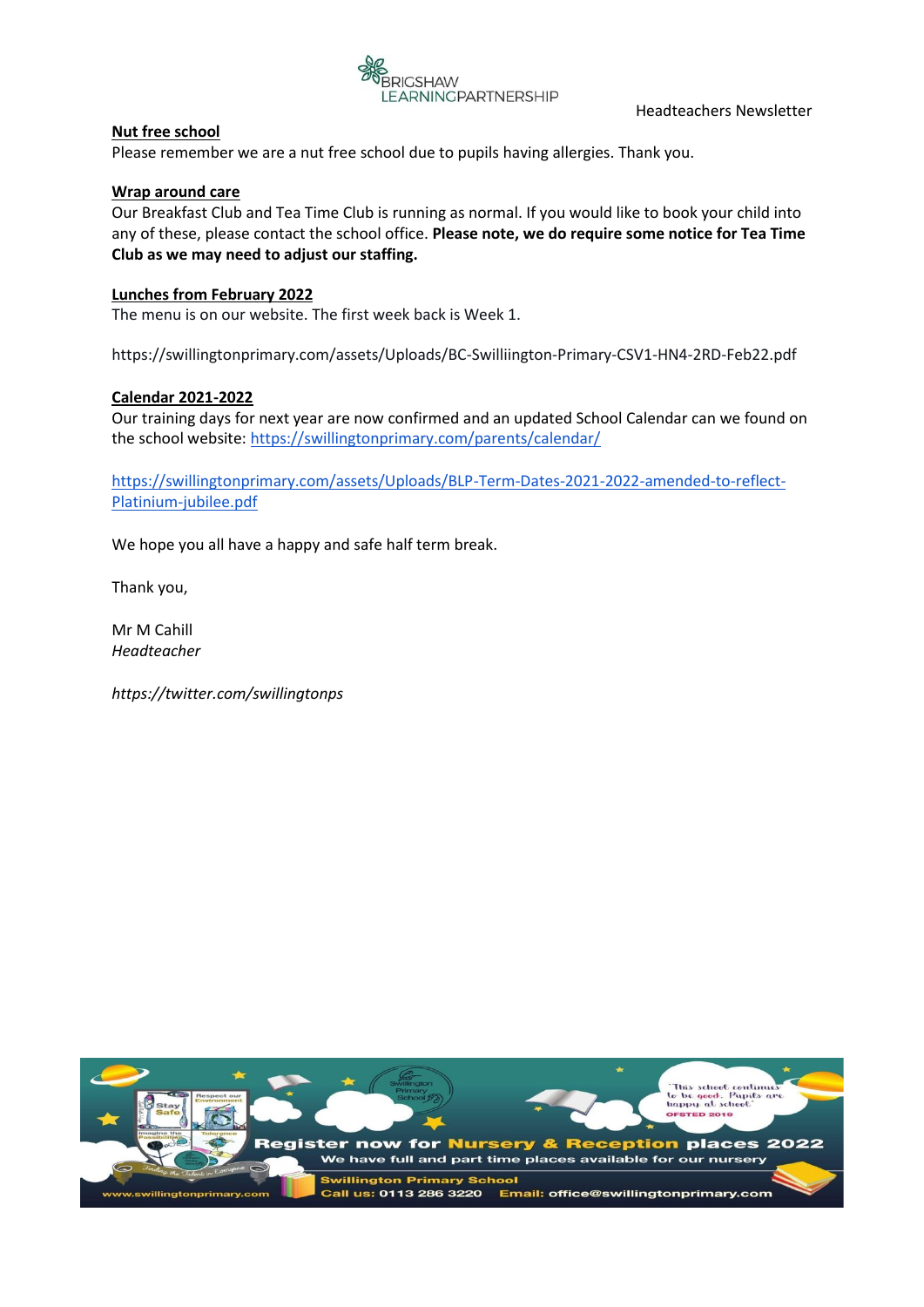**Nut free school**

Please remember we are a nut free school due to pupils having allergies. Thank you.

**Wrap around care**

Our Breakfast Club and Tea Time Club is running as normal. If you would like to book your child into any of these, please contact the school office. **Please note, we do require some notice for Tea Time Club as we may need to adjust our staffing.**

**Lunches from February 2022**

The menu is on our website. The first week back is Week 1.

https://swillingtonprimary.com/assets/Uploads/BC-Swilliington-Primary-CSV1-HN4-2RD-Feb22.pdf

**Calendar 2021-2022**

Our training days for next year are now confirmed and an updated School Calendar can we found on the school website: https://swillingtonprimary.com/parents/calendar/

https://swillingtonprimary.com/assets/Uploads/BLP-Term-Dates-2021-2022-amended-to-reflect-Platinium-jubilee.pdf

We hope you all have a happy and safe half term break.

Thank you,

Mr M Cahill
*Headteacher*

*https://twitter.com/swillingtonps*

Register now for Nursery & Reception places 2022

We have full and part time places available for our nursery

'This school continues to be good. Pupils are happy at school' OFSTED 2019

Swillington Primary School

Call us: 0113 286 3220 Email: office@swillingtonprimary.com

www.swillingtonprimary.com